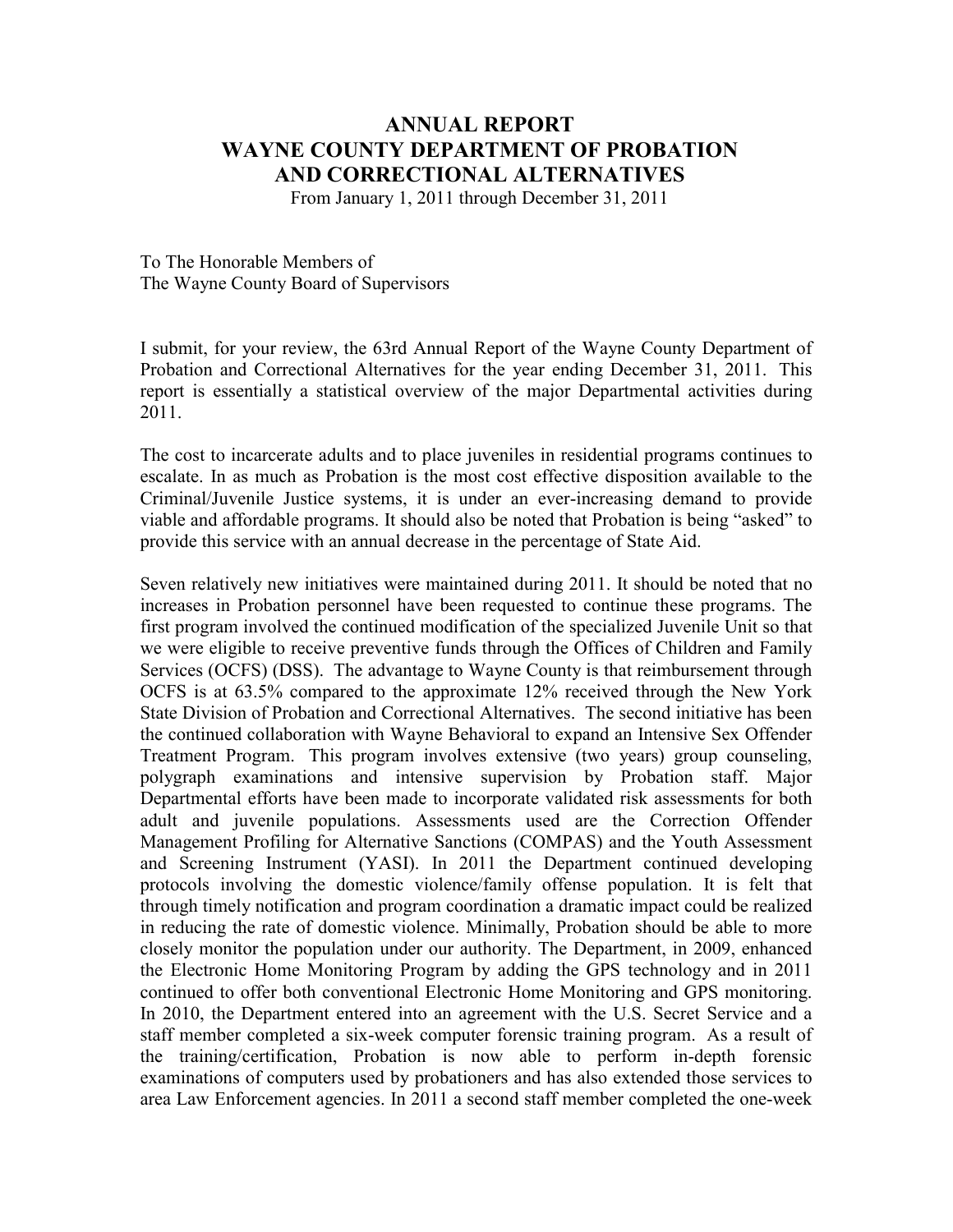# ANNUAL REPORT
# WAYNE COUNTY DEPARTMENT OF PROBATION AND CORRECTIONAL ALTERNATIVES

From January 1, 2011 through December 31, 2011

To The Honorable Members of
The Wayne County Board of Supervisors

I submit, for your review, the 63rd Annual Report of the Wayne County Department of Probation and Correctional Alternatives for the year ending December 31, 2011. This report is essentially a statistical overview of the major Departmental activities during 2011.

The cost to incarcerate adults and to place juveniles in residential programs continues to escalate. In as much as Probation is the most cost effective disposition available to the Criminal/Juvenile Justice systems, it is under an ever-increasing demand to provide viable and affordable programs. It should also be noted that Probation is being "asked" to provide this service with an annual decrease in the percentage of State Aid.

Seven relatively new initiatives were maintained during 2011. It should be noted that no increases in Probation personnel have been requested to continue these programs. The first program involved the continued modification of the specialized Juvenile Unit so that we were eligible to receive preventive funds through the Offices of Children and Family Services (OCFS) (DSS). The advantage to Wayne County is that reimbursement through OCFS is at 63.5% compared to the approximate 12% received through the New York State Division of Probation and Correctional Alternatives. The second initiative has been the continued collaboration with Wayne Behavioral to expand an Intensive Sex Offender Treatment Program. This program involves extensive (two years) group counseling, polygraph examinations and intensive supervision by Probation staff. Major Departmental efforts have been made to incorporate validated risk assessments for both adult and juvenile populations. Assessments used are the Correction Offender Management Profiling for Alternative Sanctions (COMPAS) and the Youth Assessment and Screening Instrument (YASI). In 2011 the Department continued developing protocols involving the domestic violence/family offense population. It is felt that through timely notification and program coordination a dramatic impact could be realized in reducing the rate of domestic violence. Minimally, Probation should be able to more closely monitor the population under our authority. The Department, in 2009, enhanced the Electronic Home Monitoring Program by adding the GPS technology and in 2011 continued to offer both conventional Electronic Home Monitoring and GPS monitoring. In 2010, the Department entered into an agreement with the U.S. Secret Service and a staff member completed a six-week computer forensic training program. As a result of the training/certification, Probation is now able to perform in-depth forensic examinations of computers used by probationers and has also extended those services to area Law Enforcement agencies. In 2011 a second staff member completed the one-week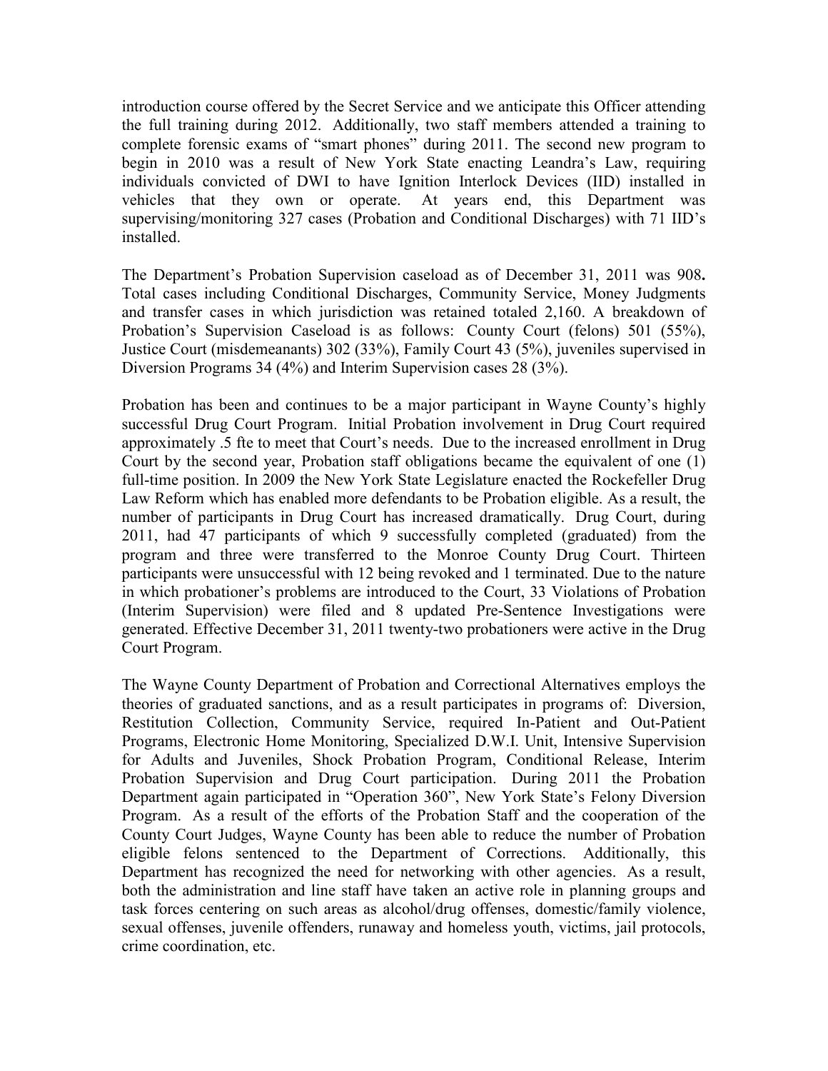introduction course offered by the Secret Service and we anticipate this Officer attending the full training during 2012. Additionally, two staff members attended a training to complete forensic exams of "smart phones" during 2011. The second new program to begin in 2010 was a result of New York State enacting Leandra's Law, requiring individuals convicted of DWI to have Ignition Interlock Devices (IID) installed in vehicles that they own or operate. At years end, this Department was supervising/monitoring 327 cases (Probation and Conditional Discharges) with 71 IID's installed.

The Department's Probation Supervision caseload as of December 31, 2011 was 908**.** Total cases including Conditional Discharges, Community Service, Money Judgments and transfer cases in which jurisdiction was retained totaled 2,160. A breakdown of Probation's Supervision Caseload is as follows: County Court (felons) 501 (55%), Justice Court (misdemeanants) 302 (33%), Family Court 43 (5%), juveniles supervised in Diversion Programs 34 (4%) and Interim Supervision cases 28 (3%).

Probation has been and continues to be a major participant in Wayne County's highly successful Drug Court Program. Initial Probation involvement in Drug Court required approximately .5 fte to meet that Court's needs. Due to the increased enrollment in Drug Court by the second year, Probation staff obligations became the equivalent of one (1) full-time position. In 2009 the New York State Legislature enacted the Rockefeller Drug Law Reform which has enabled more defendants to be Probation eligible. As a result, the number of participants in Drug Court has increased dramatically. Drug Court, during 2011, had 47 participants of which 9 successfully completed (graduated) from the program and three were transferred to the Monroe County Drug Court. Thirteen participants were unsuccessful with 12 being revoked and 1 terminated. Due to the nature in which probationer's problems are introduced to the Court, 33 Violations of Probation (Interim Supervision) were filed and 8 updated Pre-Sentence Investigations were generated. Effective December 31, 2011 twenty-two probationers were active in the Drug Court Program.

The Wayne County Department of Probation and Correctional Alternatives employs the theories of graduated sanctions, and as a result participates in programs of: Diversion, Restitution Collection, Community Service, required In-Patient and Out-Patient Programs, Electronic Home Monitoring, Specialized D.W.I. Unit, Intensive Supervision for Adults and Juveniles, Shock Probation Program, Conditional Release, Interim Probation Supervision and Drug Court participation. During 2011 the Probation Department again participated in "Operation 360", New York State's Felony Diversion Program. As a result of the efforts of the Probation Staff and the cooperation of the County Court Judges, Wayne County has been able to reduce the number of Probation eligible felons sentenced to the Department of Corrections. Additionally, this Department has recognized the need for networking with other agencies. As a result, both the administration and line staff have taken an active role in planning groups and task forces centering on such areas as alcohol/drug offenses, domestic/family violence, sexual offenses, juvenile offenders, runaway and homeless youth, victims, jail protocols, crime coordination, etc.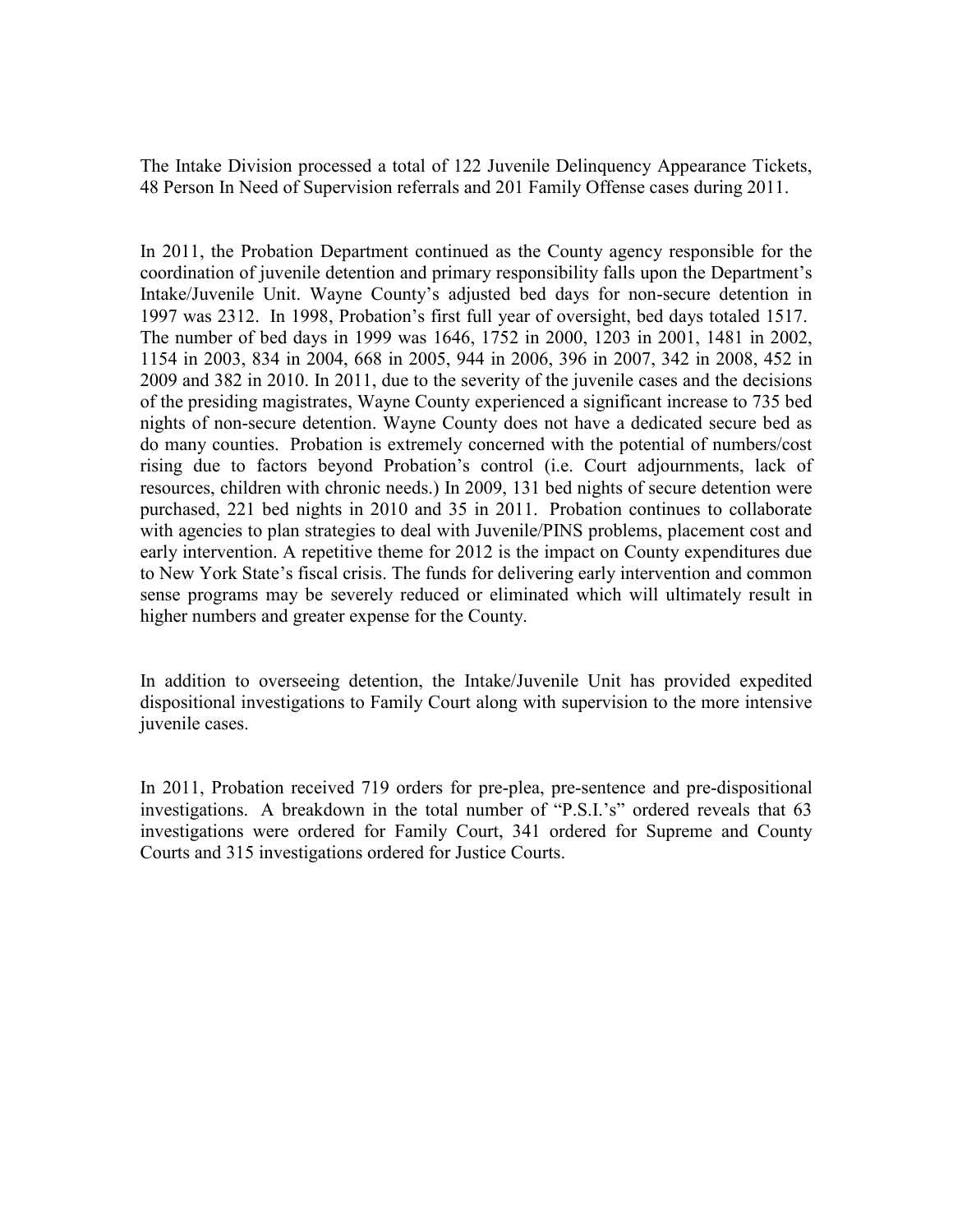The Intake Division processed a total of 122 Juvenile Delinquency Appearance Tickets, 48 Person In Need of Supervision referrals and 201 Family Offense cases during 2011.

In 2011, the Probation Department continued as the County agency responsible for the coordination of juvenile detention and primary responsibility falls upon the Department's Intake/Juvenile Unit. Wayne County's adjusted bed days for non-secure detention in 1997 was 2312. In 1998, Probation's first full year of oversight, bed days totaled 1517. The number of bed days in 1999 was 1646, 1752 in 2000, 1203 in 2001, 1481 in 2002, 1154 in 2003, 834 in 2004, 668 in 2005, 944 in 2006, 396 in 2007, 342 in 2008, 452 in 2009 and 382 in 2010. In 2011, due to the severity of the juvenile cases and the decisions of the presiding magistrates, Wayne County experienced a significant increase to 735 bed nights of non-secure detention. Wayne County does not have a dedicated secure bed as do many counties. Probation is extremely concerned with the potential of numbers/cost rising due to factors beyond Probation's control (i.e. Court adjournments, lack of resources, children with chronic needs.) In 2009, 131 bed nights of secure detention were purchased, 221 bed nights in 2010 and 35 in 2011. Probation continues to collaborate with agencies to plan strategies to deal with Juvenile/PINS problems, placement cost and early intervention. A repetitive theme for 2012 is the impact on County expenditures due to New York State's fiscal crisis. The funds for delivering early intervention and common sense programs may be severely reduced or eliminated which will ultimately result in higher numbers and greater expense for the County.

In addition to overseeing detention, the Intake/Juvenile Unit has provided expedited dispositional investigations to Family Court along with supervision to the more intensive juvenile cases.

In 2011, Probation received 719 orders for pre-plea, pre-sentence and pre-dispositional investigations. A breakdown in the total number of "P.S.I.'s" ordered reveals that 63 investigations were ordered for Family Court, 341 ordered for Supreme and County Courts and 315 investigations ordered for Justice Courts.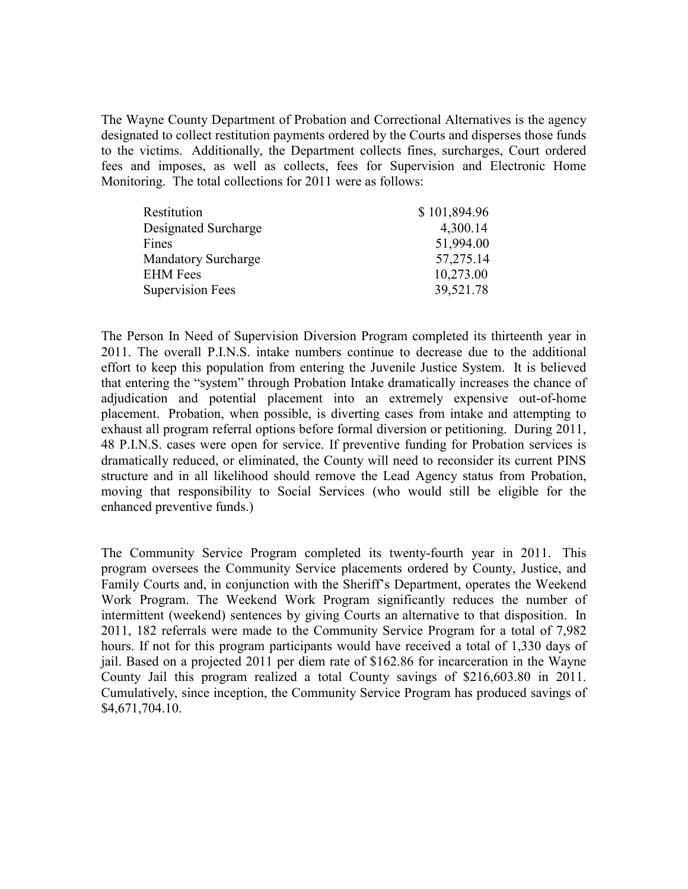The Wayne County Department of Probation and Correctional Alternatives is the agency designated to collect restitution payments ordered by the Courts and disperses those funds to the victims. Additionally, the Department collects fines, surcharges, Court ordered fees and imposes, as well as collects, fees for Supervision and Electronic Home Monitoring. The total collections for 2011 were as follows:

| | |
|---|---:|
| Restitution | $ 101,894.96 |
| Designated Surcharge | 4,300.14 |
| Fines | 51,994.00 |
| Mandatory Surcharge | 57,275.14 |
| EHM Fees | 10,273.00 |
| Supervision Fees | 39,521.78 |

The Person In Need of Supervision Diversion Program completed its thirteenth year in 2011. The overall P.I.N.S. intake numbers continue to decrease due to the additional effort to keep this population from entering the Juvenile Justice System. It is believed that entering the "system" through Probation Intake dramatically increases the chance of adjudication and potential placement into an extremely expensive out-of-home placement. Probation, when possible, is diverting cases from intake and attempting to exhaust all program referral options before formal diversion or petitioning. During 2011, 48 P.I.N.S. cases were open for service. If preventive funding for Probation services is dramatically reduced, or eliminated, the County will need to reconsider its current PINS structure and in all likelihood should remove the Lead Agency status from Probation, moving that responsibility to Social Services (who would still be eligible for the enhanced preventive funds.)

The Community Service Program completed its twenty-fourth year in 2011. This program oversees the Community Service placements ordered by County, Justice, and Family Courts and, in conjunction with the Sheriff's Department, operates the Weekend Work Program. The Weekend Work Program significantly reduces the number of intermittent (weekend) sentences by giving Courts an alternative to that disposition. In 2011, 182 referrals were made to the Community Service Program for a total of 7,982 hours. If not for this program participants would have received a total of 1,330 days of jail. Based on a projected 2011 per diem rate of $162.86 for incarceration in the Wayne County Jail this program realized a total County savings of $216,603.80 in 2011. Cumulatively, since inception, the Community Service Program has produced savings of $4,671,704.10.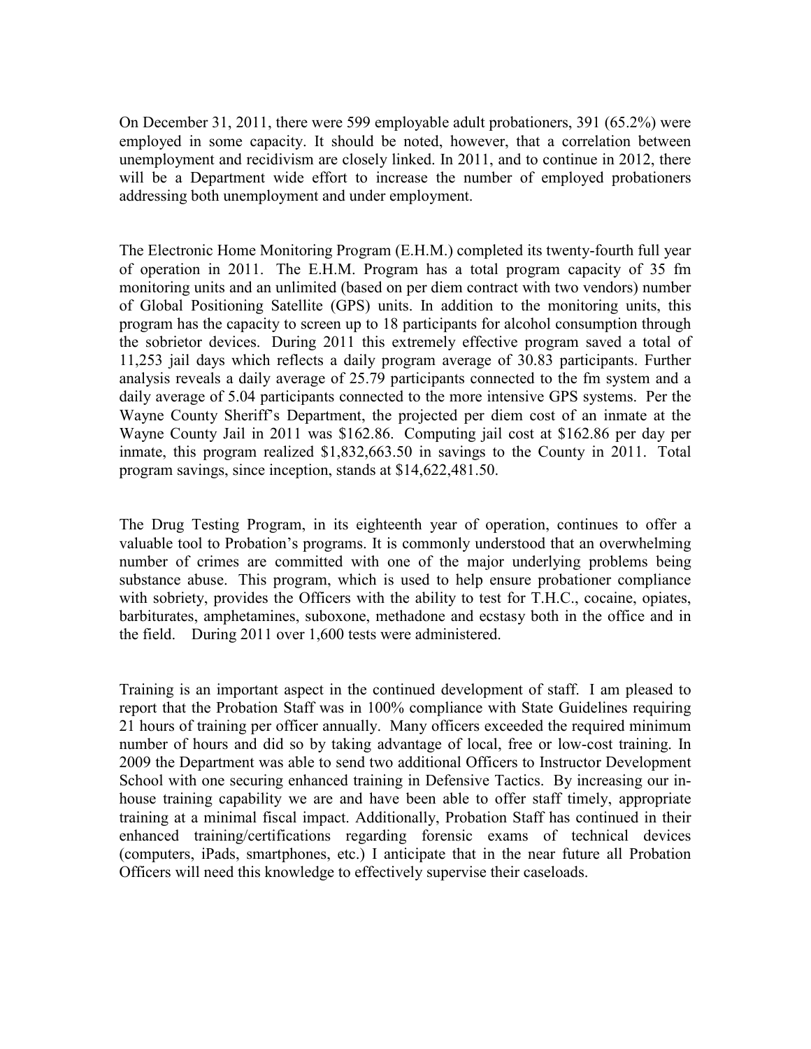On December 31, 2011, there were 599 employable adult probationers, 391 (65.2%) were employed in some capacity. It should be noted, however, that a correlation between unemployment and recidivism are closely linked. In 2011, and to continue in 2012, there will be a Department wide effort to increase the number of employed probationers addressing both unemployment and under employment.

The Electronic Home Monitoring Program (E.H.M.) completed its twenty-fourth full year of operation in 2011. The E.H.M. Program has a total program capacity of 35 fm monitoring units and an unlimited (based on per diem contract with two vendors) number of Global Positioning Satellite (GPS) units. In addition to the monitoring units, this program has the capacity to screen up to 18 participants for alcohol consumption through the sobrietor devices. During 2011 this extremely effective program saved a total of 11,253 jail days which reflects a daily program average of 30.83 participants. Further analysis reveals a daily average of 25.79 participants connected to the fm system and a daily average of 5.04 participants connected to the more intensive GPS systems. Per the Wayne County Sheriff's Department, the projected per diem cost of an inmate at the Wayne County Jail in 2011 was $162.86. Computing jail cost at $162.86 per day per inmate, this program realized $1,832,663.50 in savings to the County in 2011. Total program savings, since inception, stands at $14,622,481.50.

The Drug Testing Program, in its eighteenth year of operation, continues to offer a valuable tool to Probation's programs. It is commonly understood that an overwhelming number of crimes are committed with one of the major underlying problems being substance abuse. This program, which is used to help ensure probationer compliance with sobriety, provides the Officers with the ability to test for T.H.C., cocaine, opiates, barbiturates, amphetamines, suboxone, methadone and ecstasy both in the office and in the field. During 2011 over 1,600 tests were administered.

Training is an important aspect in the continued development of staff. I am pleased to report that the Probation Staff was in 100% compliance with State Guidelines requiring 21 hours of training per officer annually. Many officers exceeded the required minimum number of hours and did so by taking advantage of local, free or low-cost training. In 2009 the Department was able to send two additional Officers to Instructor Development School with one securing enhanced training in Defensive Tactics. By increasing our in-house training capability we are and have been able to offer staff timely, appropriate training at a minimal fiscal impact. Additionally, Probation Staff has continued in their enhanced training/certifications regarding forensic exams of technical devices (computers, iPads, smartphones, etc.) I anticipate that in the near future all Probation Officers will need this knowledge to effectively supervise their caseloads.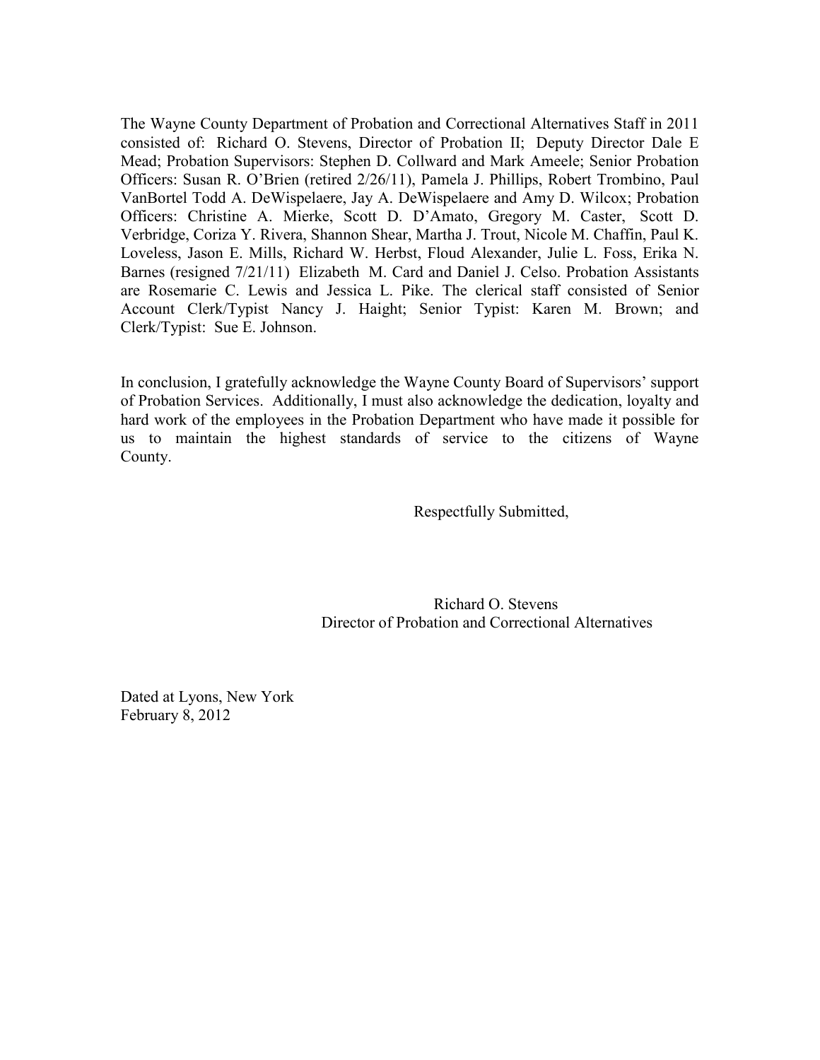The Wayne County Department of Probation and Correctional Alternatives Staff in 2011 consisted of: Richard O. Stevens, Director of Probation II; Deputy Director Dale E Mead; Probation Supervisors: Stephen D. Collward and Mark Ameele; Senior Probation Officers: Susan R. O'Brien (retired 2/26/11), Pamela J. Phillips, Robert Trombino, Paul VanBortel Todd A. DeWispelaere, Jay A. DeWispelaere and Amy D. Wilcox; Probation Officers: Christine A. Mierke, Scott D. D'Amato, Gregory M. Caster, Scott D. Verbridge, Coriza Y. Rivera, Shannon Shear, Martha J. Trout, Nicole M. Chaffin, Paul K. Loveless, Jason E. Mills, Richard W. Herbst, Floud Alexander, Julie L. Foss, Erika N. Barnes (resigned 7/21/11) Elizabeth M. Card and Daniel J. Celso. Probation Assistants are Rosemarie C. Lewis and Jessica L. Pike. The clerical staff consisted of Senior Account Clerk/Typist Nancy J. Haight; Senior Typist: Karen M. Brown; and Clerk/Typist: Sue E. Johnson.

In conclusion, I gratefully acknowledge the Wayne County Board of Supervisors' support of Probation Services. Additionally, I must also acknowledge the dedication, loyalty and hard work of the employees in the Probation Department who have made it possible for us to maintain the highest standards of service to the citizens of Wayne County.

Respectfully Submitted,

Richard O. Stevens
Director of Probation and Correctional Alternatives

Dated at Lyons, New York
February 8, 2012